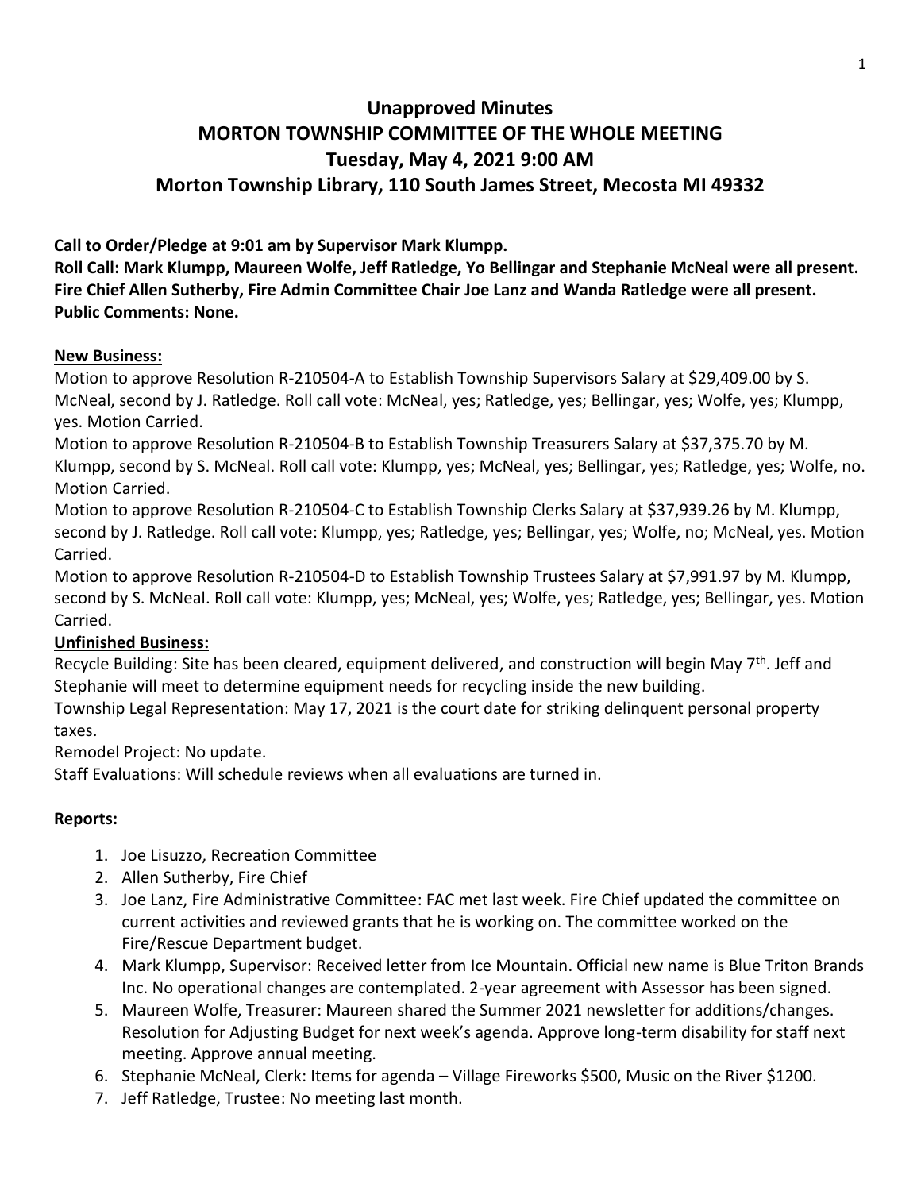# Unapproved Minutes
# MORTON TOWNSHIP COMMITTEE OF THE WHOLE MEETING
# Tuesday, May 4, 2021 9:00 AM
# Morton Township Library, 110 South James Street, Mecosta MI 49332

**Call to Order/Pledge at 9:01 am by Supervisor Mark Klumpp.**
**Roll Call: Mark Klumpp, Maureen Wolfe, Jeff Ratledge, Yo Bellingar and Stephanie McNeal were all present. Fire Chief Allen Sutherby, Fire Admin Committee Chair Joe Lanz and Wanda Ratledge were all present.**
**Public Comments: None.**

**New Business:**

Motion to approve Resolution R-210504-A to Establish Township Supervisors Salary at $29,409.00 by S. McNeal, second by J. Ratledge. Roll call vote: McNeal, yes; Ratledge, yes; Bellingar, yes; Wolfe, yes; Klumpp, yes. Motion Carried.

Motion to approve Resolution R-210504-B to Establish Township Treasurers Salary at $37,375.70 by M. Klumpp, second by S. McNeal. Roll call vote: Klumpp, yes; McNeal, yes; Bellingar, yes; Ratledge, yes; Wolfe, no. Motion Carried.

Motion to approve Resolution R-210504-C to Establish Township Clerks Salary at $37,939.26 by M. Klumpp, second by J. Ratledge. Roll call vote: Klumpp, yes; Ratledge, yes; Bellingar, yes; Wolfe, no; McNeal, yes. Motion Carried.

Motion to approve Resolution R-210504-D to Establish Township Trustees Salary at $7,991.97 by M. Klumpp, second by S. McNeal. Roll call vote: Klumpp, yes; McNeal, yes; Wolfe, yes; Ratledge, yes; Bellingar, yes. Motion Carried.

**Unfinished Business:**

Recycle Building: Site has been cleared, equipment delivered, and construction will begin May 7th. Jeff and Stephanie will meet to determine equipment needs for recycling inside the new building.

Township Legal Representation: May 17, 2021 is the court date for striking delinquent personal property taxes.

Remodel Project: No update.

Staff Evaluations: Will schedule reviews when all evaluations are turned in.

**Reports:**

1. Joe Lisuzzo, Recreation Committee
2. Allen Sutherby, Fire Chief
3. Joe Lanz, Fire Administrative Committee: FAC met last week. Fire Chief updated the committee on current activities and reviewed grants that he is working on. The committee worked on the Fire/Rescue Department budget.
4. Mark Klumpp, Supervisor: Received letter from Ice Mountain. Official new name is Blue Triton Brands Inc. No operational changes are contemplated. 2-year agreement with Assessor has been signed.
5. Maureen Wolfe, Treasurer: Maureen shared the Summer 2021 newsletter for additions/changes. Resolution for Adjusting Budget for next week's agenda. Approve long-term disability for staff next meeting. Approve annual meeting.
6. Stephanie McNeal, Clerk: Items for agenda – Village Fireworks $500, Music on the River $1200.
7. Jeff Ratledge, Trustee: No meeting last month.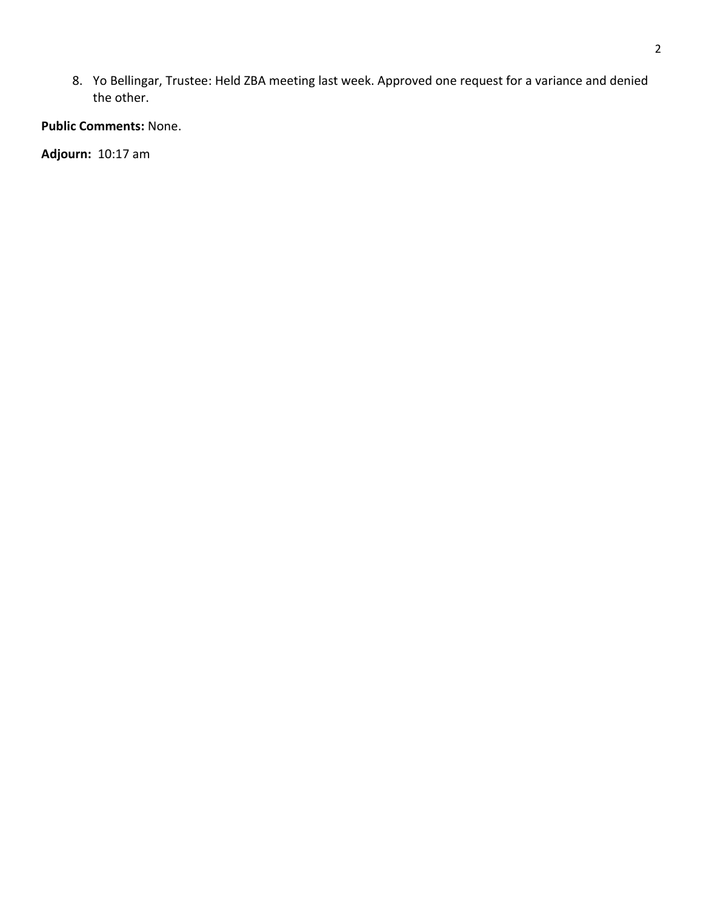8. Yo Bellingar, Trustee: Held ZBA meeting last week. Approved one request for a variance and denied the other.

**Public Comments:** None.

**Adjourn:** 10:17 am